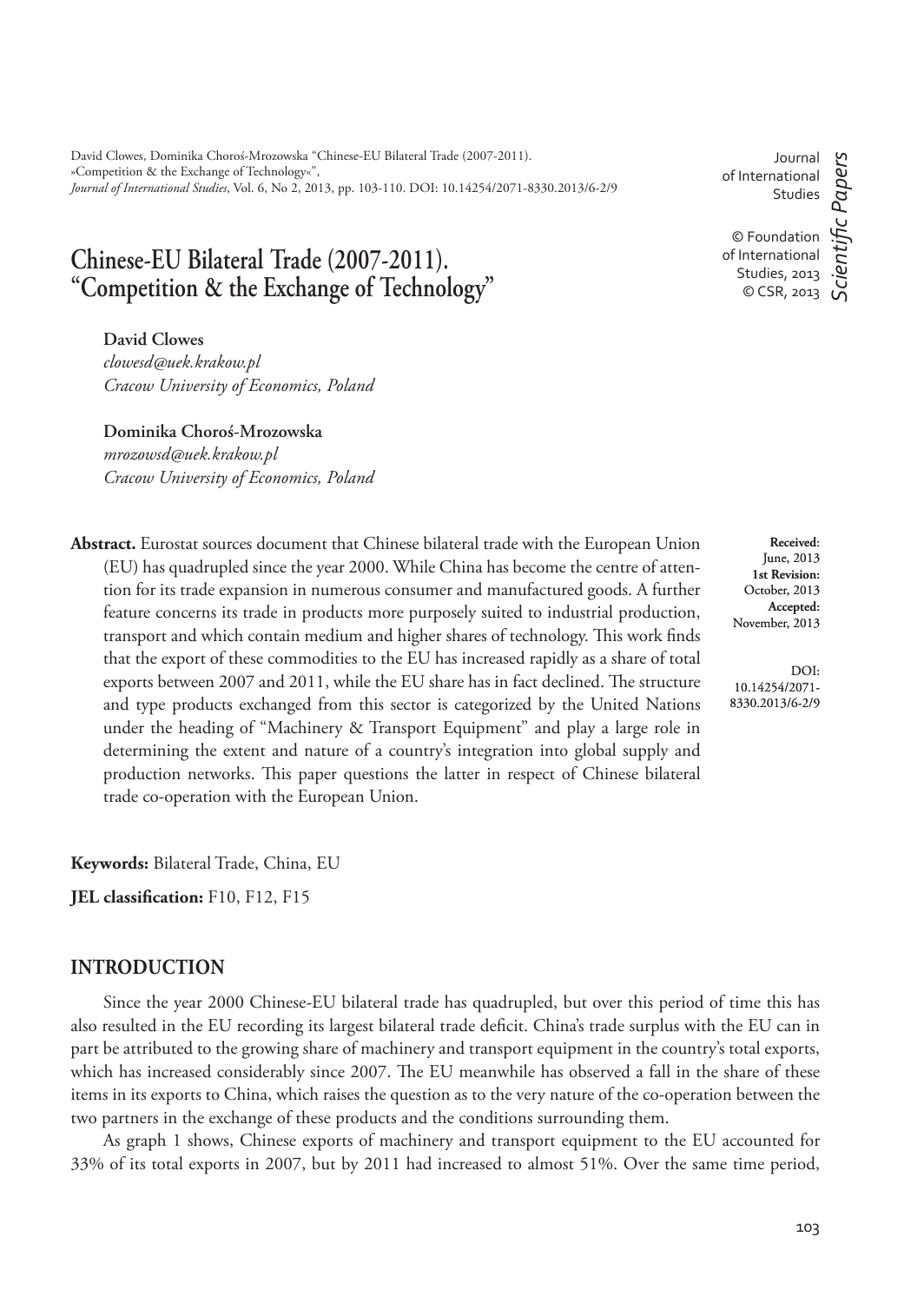David Clowes, Dominika Choroś-Mrozowska "Chinese-EU Bilateral Trade (2007-2011). »Competition & the Exchange of Technology«", *Journal of International Studies*, Vol. 6, No 2, 2013, pp. 103-110. DOI: 10.14254/2071-8330.2013/6-2/9

Journal of International Studies

© Foundation of International Studies, 2013
© CSR, 2013

*Scientific Papers*

# Chinese-EU Bilateral Trade (2007-2011). "Competition & the Exchange of Technology"

**David Clowes**
*clowesd@uek.krakow.pl*
*Cracow University of Economics, Poland*

**Dominika Choroś-Mrozowska**
*mrozowsd@uek.krakow.pl*
*Cracow University of Economics, Poland*

**Received**: June, 2013
**1st Revision:** October, 2013
**Accepted:** November, 2013

DOI: 10.14254/2071-8330.2013/6-2/9

**Abstract.** Eurostat sources document that Chinese bilateral trade with the European Union (EU) has quadrupled since the year 2000. While China has become the centre of attention for its trade expansion in numerous consumer and manufactured goods. A further feature concerns its trade in products more purposely suited to industrial production, transport and which contain medium and higher shares of technology. This work finds that the export of these commodities to the EU has increased rapidly as a share of total exports between 2007 and 2011, while the EU share has in fact declined. The structure and type products exchanged from this sector is categorized by the United Nations under the heading of "Machinery & Transport Equipment" and play a large role in determining the extent and nature of a country's integration into global supply and production networks. This paper questions the latter in respect of Chinese bilateral trade co-operation with the European Union.

**Keywords:** Bilateral Trade, China, EU

**JEL classification:** F10, F12, F15

## INTRODUCTION

Since the year 2000 Chinese-EU bilateral trade has quadrupled, but over this period of time this has also resulted in the EU recording its largest bilateral trade deficit. China's trade surplus with the EU can in part be attributed to the growing share of machinery and transport equipment in the country's total exports, which has increased considerably since 2007. The EU meanwhile has observed a fall in the share of these items in its exports to China, which raises the question as to the very nature of the co-operation between the two partners in the exchange of these products and the conditions surrounding them.

As graph 1 shows, Chinese exports of machinery and transport equipment to the EU accounted for 33% of its total exports in 2007, but by 2011 had increased to almost 51%. Over the same time period,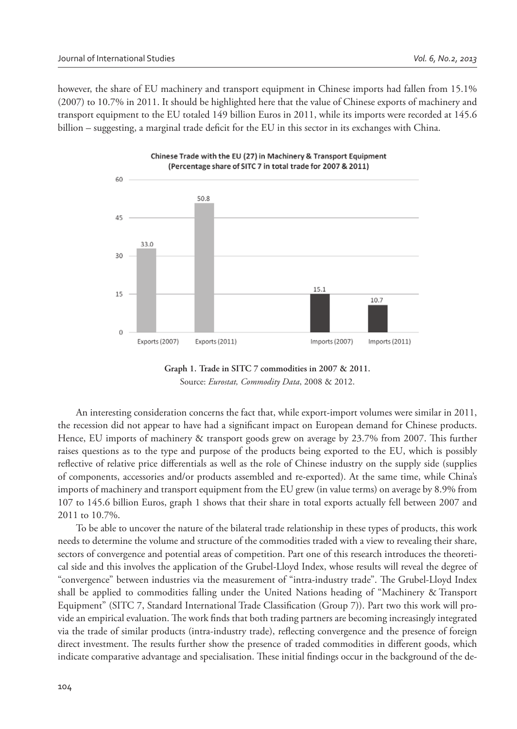however, the share of EU machinery and transport equipment in Chinese imports had fallen from 15.1% (2007) to 10.7% in 2011. It should be highlighted here that the value of Chinese exports of machinery and transport equipment to the EU totaled 149 billion Euros in 2011, while its imports were recorded at 145.6 billion – suggesting, a marginal trade deficit for the EU in this sector in its exchanges with China.

**Graph 1. Trade in SITC 7 commodities in 2007 & 2011.**
Source: *Eurostat, Commodity Data*, 2008 & 2012.

An interesting consideration concerns the fact that, while export-import volumes were similar in 2011, the recession did not appear to have had a significant impact on European demand for Chinese products. Hence, EU imports of machinery & transport goods grew on average by 23.7% from 2007. This further raises questions as to the type and purpose of the products being exported to the EU, which is possibly reflective of relative price differentials as well as the role of Chinese industry on the supply side (supplies of components, accessories and/or products assembled and re-exported). At the same time, while China's imports of machinery and transport equipment from the EU grew (in value terms) on average by 8.9% from 107 to 145.6 billion Euros, graph 1 shows that their share in total exports actually fell between 2007 and 2011 to 10.7%.

To be able to uncover the nature of the bilateral trade relationship in these types of products, this work needs to determine the volume and structure of the commodities traded with a view to revealing their share, sectors of convergence and potential areas of competition. Part one of this research introduces the theoretical side and this involves the application of the Grubel-Lloyd Index, whose results will reveal the degree of "convergence" between industries via the measurement of "intra-industry trade". The Grubel-Lloyd Index shall be applied to commodities falling under the United Nations heading of "Machinery & Transport Equipment" (SITC 7, Standard International Trade Classification (Group 7)). Part two this work will provide an empirical evaluation. The work finds that both trading partners are becoming increasingly integrated via the trade of similar products (intra-industry trade), reflecting convergence and the presence of foreign direct investment. The results further show the presence of traded commodities in different goods, which indicate comparative advantage and specialisation. These initial findings occur in the background of the de-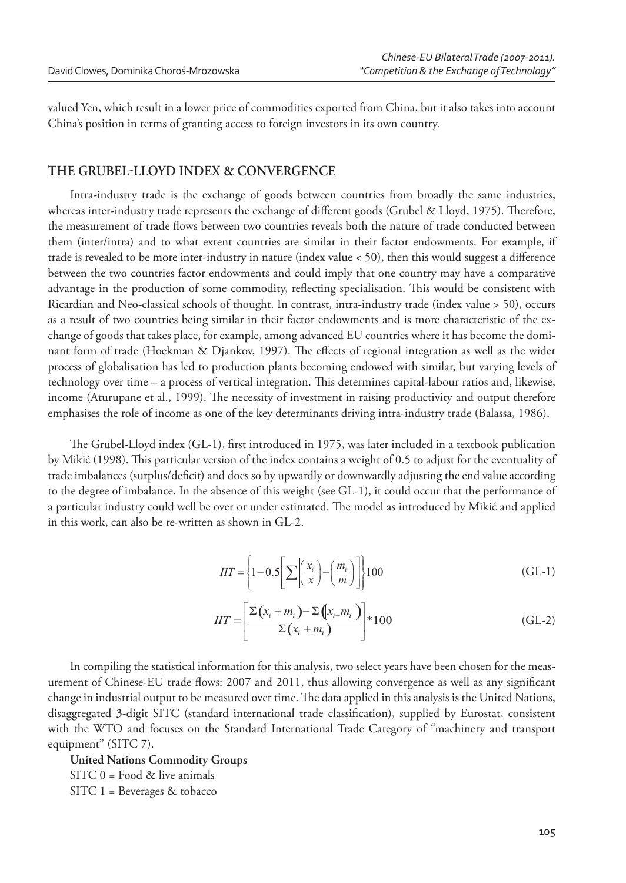valued Yen, which result in a lower price of commodities exported from China, but it also takes into account China's position in terms of granting access to foreign investors in its own country.

## THE GRUBEL-LLOYD INDEX & CONVERGENCE

Intra-industry trade is the exchange of goods between countries from broadly the same industries, whereas inter-industry trade represents the exchange of different goods (Grubel & Lloyd, 1975). Therefore, the measurement of trade flows between two countries reveals both the nature of trade conducted between them (inter/intra) and to what extent countries are similar in their factor endowments. For example, if trade is revealed to be more inter-industry in nature (index value < 50), then this would suggest a difference between the two countries factor endowments and could imply that one country may have a comparative advantage in the production of some commodity, reflecting specialisation. This would be consistent with Ricardian and Neo-classical schools of thought. In contrast, intra-industry trade (index value > 50), occurs as a result of two countries being similar in their factor endowments and is more characteristic of the exchange of goods that takes place, for example, among advanced EU countries where it has become the dominant form of trade (Hoekman & Djankov, 1997). The effects of regional integration as well as the wider process of globalisation has led to production plants becoming endowed with similar, but varying levels of technology over time – a process of vertical integration. This determines capital-labour ratios and, likewise, income (Aturupane et al., 1999). The necessity of investment in raising productivity and output therefore emphasises the role of income as one of the key determinants driving intra-industry trade (Balassa, 1986).

The Grubel-Lloyd index (GL-1), first introduced in 1975, was later included in a textbook publication by Mikić (1998). This particular version of the index contains a weight of 0.5 to adjust for the eventuality of trade imbalances (surplus/deficit) and does so by upwardly or downwardly adjusting the end value according to the degree of imbalance. In the absence of this weight (see GL-1), it could occur that the performance of a particular industry could well be over or under estimated. The model as introduced by Mikić and applied in this work, can also be re-written as shown in GL-2.

$$IIT = \left\{1 - 0.5\left[\sum\left|\left(\frac{x_i}{x}\right) - \left(\frac{m_i}{m}\right)\right|\right]\right\}100 \tag{GL-1}$$

$$IIT = \left[\frac{\Sigma\left(x_i + m_i\right) - \Sigma\left(\left|x_i\_m_i\right|\right)}{\Sigma\left(x_i + m_i\right)}\right]*100 \tag{GL-2}$$

In compiling the statistical information for this analysis, two select years have been chosen for the measurement of Chinese-EU trade flows: 2007 and 2011, thus allowing convergence as well as any significant change in industrial output to be measured over time. The data applied in this analysis is the United Nations, disaggregated 3-digit SITC (standard international trade classification), supplied by Eurostat, consistent with the WTO and focuses on the Standard International Trade Category of "machinery and transport equipment" (SITC 7).

**United Nations Commodity Groups**

SITC 0 = Food & live animals

SITC 1 = Beverages & tobacco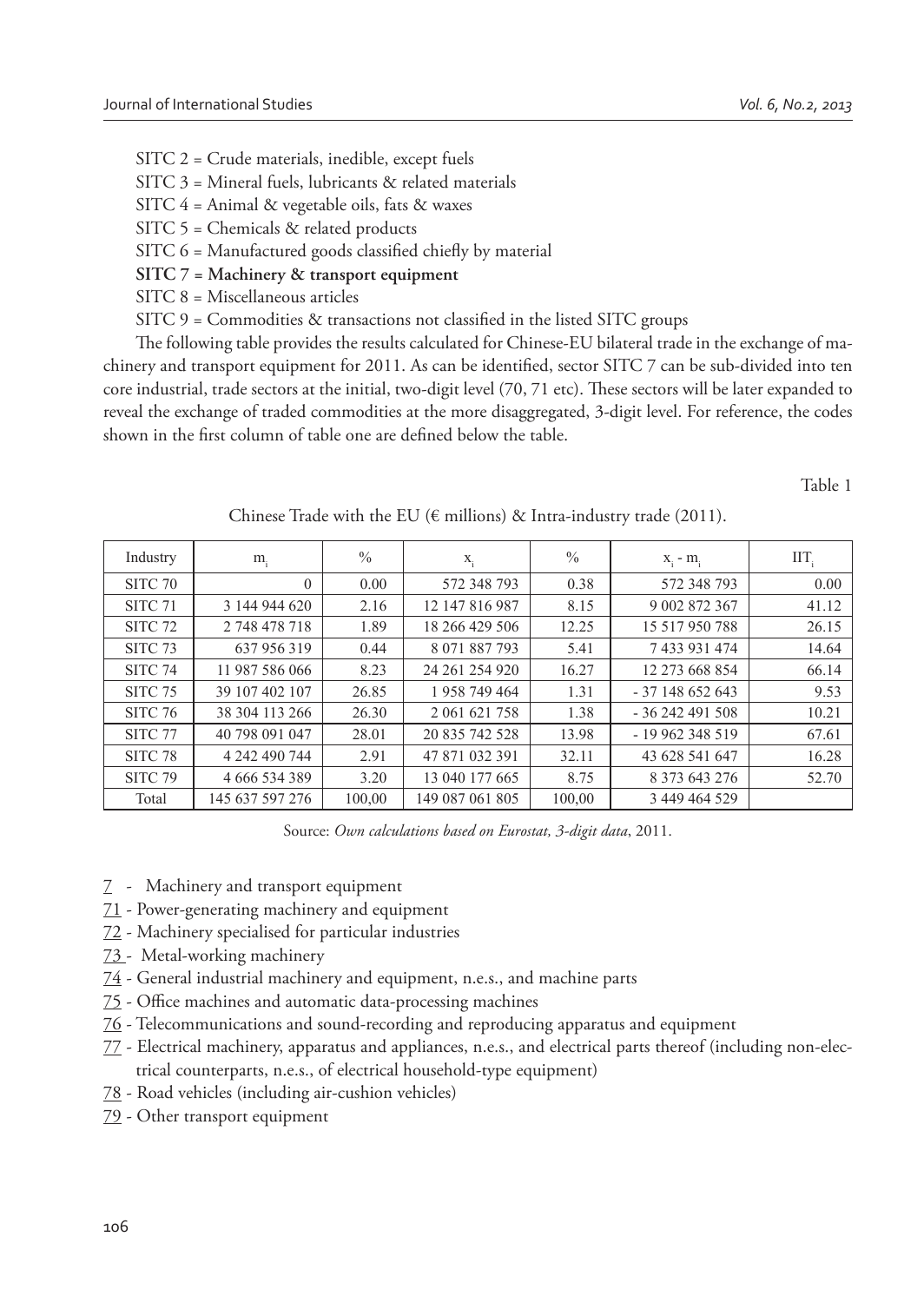SITC 2 = Crude materials, inedible, except fuels

SITC 3 = Mineral fuels, lubricants & related materials

SITC 4 = Animal & vegetable oils, fats & waxes

SITC 5 = Chemicals & related products

SITC 6 = Manufactured goods classified chiefly by material

**SITC 7 = Machinery & transport equipment**

SITC 8 = Miscellaneous articles

SITC 9 = Commodities & transactions not classified in the listed SITC groups

The following table provides the results calculated for Chinese-EU bilateral trade in the exchange of machinery and transport equipment for 2011. As can be identified, sector SITC 7 can be sub-divided into ten core industrial, trade sectors at the initial, two-digit level (70, 71 etc). These sectors will be later expanded to reveal the exchange of traded commodities at the more disaggregated, 3-digit level. For reference, the codes shown in the first column of table one are defined below the table.

Table 1

Chinese Trade with the EU (€ millions) & Intra-industry trade (2011).

| Industry | $m_i$ | % | $x_i$ | % | $x_i - m_i$ | $IIT_i$ |
|---|---|---|---|---|---|---|
| SITC 70 | 0 | 0.00 | 572 348 793 | 0.38 | 572 348 793 | 0.00 |
| SITC 71 | 3 144 944 620 | 2.16 | 12 147 816 987 | 8.15 | 9 002 872 367 | 41.12 |
| SITC 72 | 2 748 478 718 | 1.89 | 18 266 429 506 | 12.25 | 15 517 950 788 | 26.15 |
| SITC 73 | 637 956 319 | 0.44 | 8 071 887 793 | 5.41 | 7 433 931 474 | 14.64 |
| SITC 74 | 11 987 586 066 | 8.23 | 24 261 254 920 | 16.27 | 12 273 668 854 | 66.14 |
| SITC 75 | 39 107 402 107 | 26.85 | 1 958 749 464 | 1.31 | - 37 148 652 643 | 9.53 |
| SITC 76 | 38 304 113 266 | 26.30 | 2 061 621 758 | 1.38 | - 36 242 491 508 | 10.21 |
| SITC 77 | 40 798 091 047 | 28.01 | 20 835 742 528 | 13.98 | - 19 962 348 519 | 67.61 |
| SITC 78 | 4 242 490 744 | 2.91 | 47 871 032 391 | 32.11 | 43 628 541 647 | 16.28 |
| SITC 79 | 4 666 534 389 | 3.20 | 13 040 177 665 | 8.75 | 8 373 643 276 | 52.70 |
| Total | 145 637 597 276 | 100,00 | 149 087 061 805 | 100,00 | 3 449 464 529 | |

Source: *Own calculations based on Eurostat, 3-digit data*, 2011.

7 - Machinery and transport equipment

71 - Power-generating machinery and equipment

72 - Machinery specialised for particular industries

73 - Metal-working machinery

74 - General industrial machinery and equipment, n.e.s., and machine parts

75 - Office machines and automatic data-processing machines

76 - Telecommunications and sound-recording and reproducing apparatus and equipment

77 - Electrical machinery, apparatus and appliances, n.e.s., and electrical parts thereof (including non-electrical counterparts, n.e.s., of electrical household-type equipment)

78 - Road vehicles (including air-cushion vehicles)

79 - Other transport equipment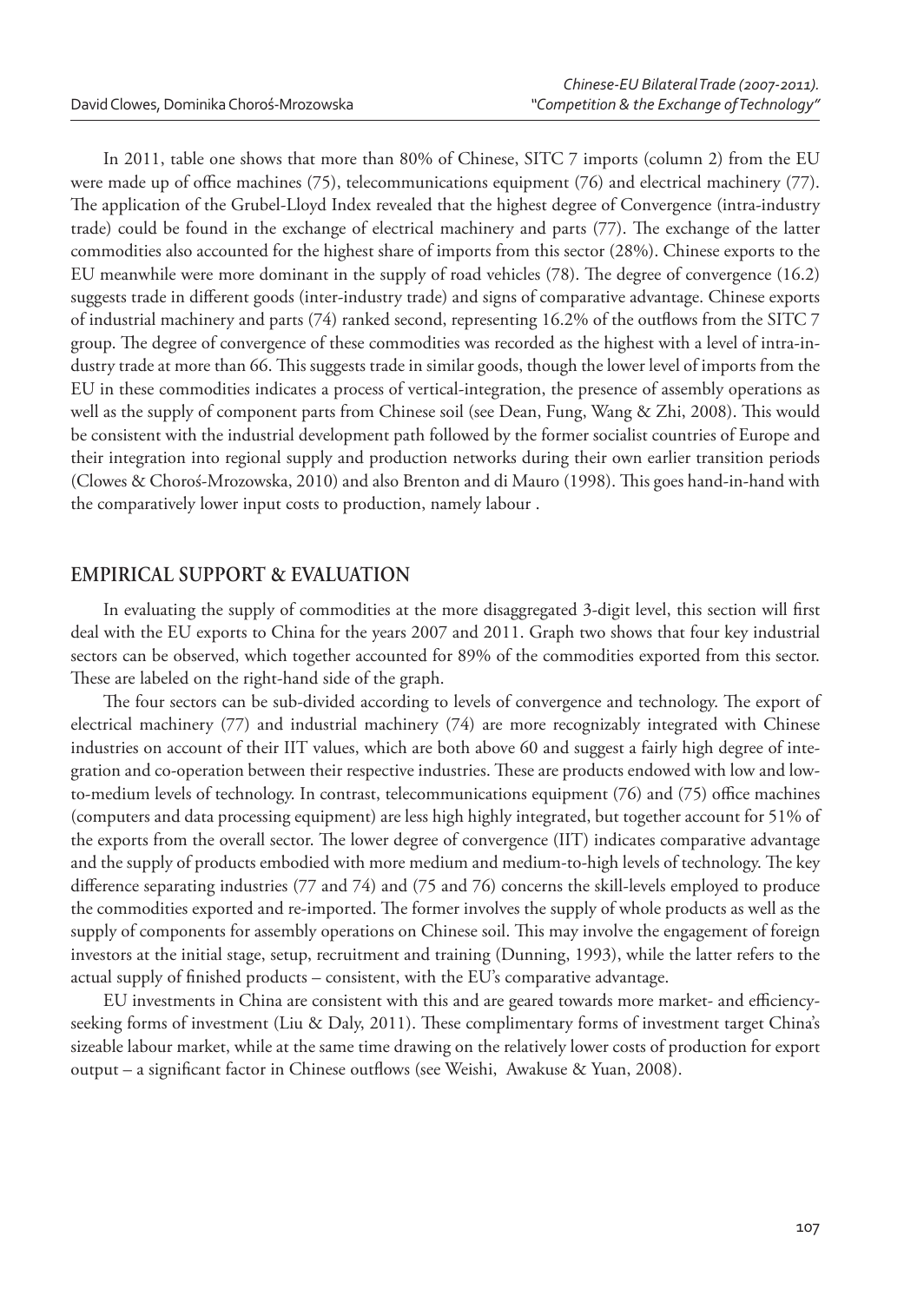In 2011, table one shows that more than 80% of Chinese, SITC 7 imports (column 2) from the EU were made up of office machines (75), telecommunications equipment (76) and electrical machinery (77). The application of the Grubel-Lloyd Index revealed that the highest degree of Convergence (intra-industry trade) could be found in the exchange of electrical machinery and parts (77). The exchange of the latter commodities also accounted for the highest share of imports from this sector (28%). Chinese exports to the EU meanwhile were more dominant in the supply of road vehicles (78). The degree of convergence (16.2) suggests trade in different goods (inter-industry trade) and signs of comparative advantage. Chinese exports of industrial machinery and parts (74) ranked second, representing 16.2% of the outflows from the SITC 7 group. The degree of convergence of these commodities was recorded as the highest with a level of intra-industry trade at more than 66. This suggests trade in similar goods, though the lower level of imports from the EU in these commodities indicates a process of vertical-integration, the presence of assembly operations as well as the supply of component parts from Chinese soil (see Dean, Fung, Wang & Zhi, 2008). This would be consistent with the industrial development path followed by the former socialist countries of Europe and their integration into regional supply and production networks during their own earlier transition periods (Clowes & Choroś-Mrozowska, 2010) and also Brenton and di Mauro (1998). This goes hand-in-hand with the comparatively lower input costs to production, namely labour .

## EMPIRICAL SUPPORT & EVALUATION

In evaluating the supply of commodities at the more disaggregated 3-digit level, this section will first deal with the EU exports to China for the years 2007 and 2011. Graph two shows that four key industrial sectors can be observed, which together accounted for 89% of the commodities exported from this sector. These are labeled on the right-hand side of the graph.

The four sectors can be sub-divided according to levels of convergence and technology. The export of electrical machinery (77) and industrial machinery (74) are more recognizably integrated with Chinese industries on account of their IIT values, which are both above 60 and suggest a fairly high degree of integration and co-operation between their respective industries. These are products endowed with low and low-to-medium levels of technology. In contrast, telecommunications equipment (76) and (75) office machines (computers and data processing equipment) are less high highly integrated, but together account for 51% of the exports from the overall sector. The lower degree of convergence (IIT) indicates comparative advantage and the supply of products embodied with more medium and medium-to-high levels of technology. The key difference separating industries (77 and 74) and (75 and 76) concerns the skill-levels employed to produce the commodities exported and re-imported. The former involves the supply of whole products as well as the supply of components for assembly operations on Chinese soil. This may involve the engagement of foreign investors at the initial stage, setup, recruitment and training (Dunning, 1993), while the latter refers to the actual supply of finished products – consistent, with the EU's comparative advantage.

EU investments in China are consistent with this and are geared towards more market- and efficiency-seeking forms of investment (Liu & Daly, 2011). These complimentary forms of investment target China's sizeable labour market, while at the same time drawing on the relatively lower costs of production for export output – a significant factor in Chinese outflows (see Weishi, Awakuse & Yuan, 2008).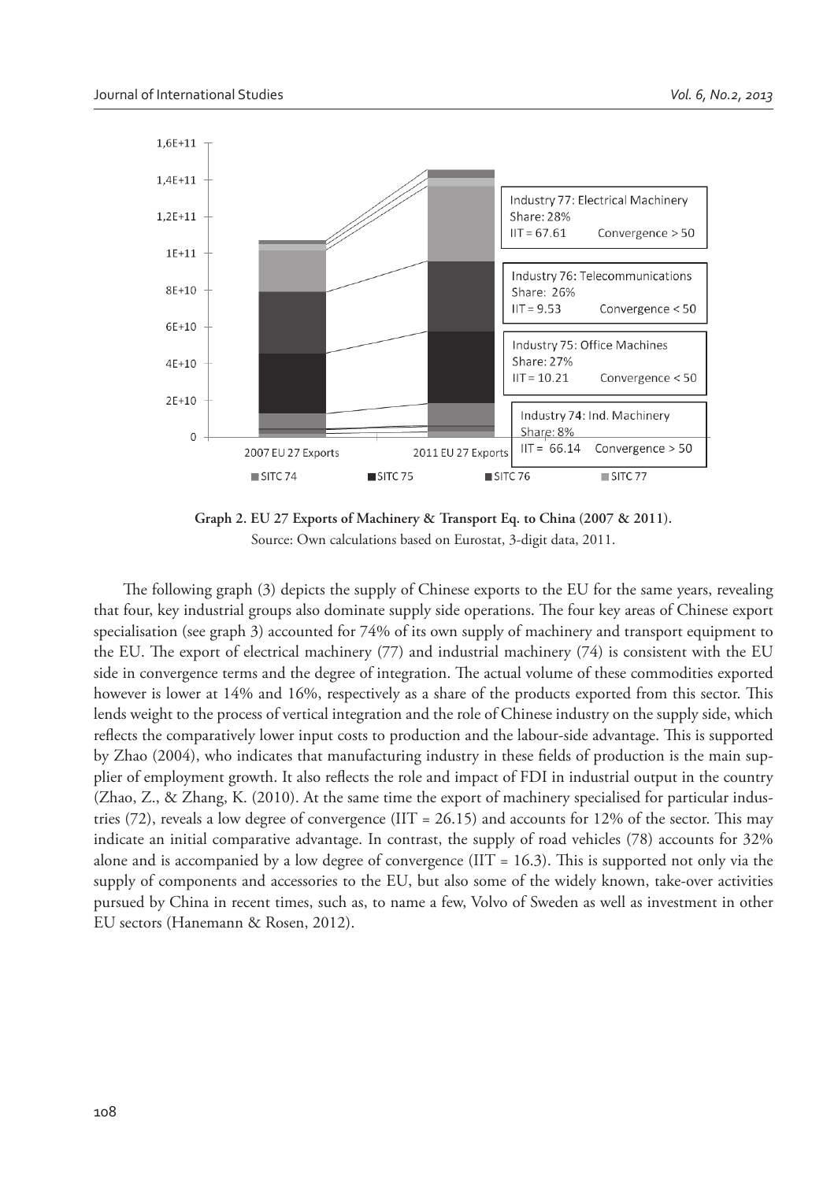**Graph 2. EU 27 Exports of Machinery & Transport Eq. to China (2007 & 2011).**

Source: Own calculations based on Eurostat, 3-digit data, 2011.

The following graph (3) depicts the supply of Chinese exports to the EU for the same years, revealing that four, key industrial groups also dominate supply side operations. The four key areas of Chinese export specialisation (see graph 3) accounted for 74% of its own supply of machinery and transport equipment to the EU. The export of electrical machinery (77) and industrial machinery (74) is consistent with the EU side in convergence terms and the degree of integration. The actual volume of these commodities exported however is lower at 14% and 16%, respectively as a share of the products exported from this sector. This lends weight to the process of vertical integration and the role of Chinese industry on the supply side, which reflects the comparatively lower input costs to production and the labour-side advantage. This is supported by Zhao (2004), who indicates that manufacturing industry in these fields of production is the main supplier of employment growth. It also reflects the role and impact of FDI in industrial output in the country (Zhao, Z., & Zhang, K. (2010). At the same time the export of machinery specialised for particular industries (72), reveals a low degree of convergence (IIT = 26.15) and accounts for 12% of the sector. This may indicate an initial comparative advantage. In contrast, the supply of road vehicles (78) accounts for 32% alone and is accompanied by a low degree of convergence (IIT = 16.3). This is supported not only via the supply of components and accessories to the EU, but also some of the widely known, take-over activities pursued by China in recent times, such as, to name a few, Volvo of Sweden as well as investment in other EU sectors (Hanemann & Rosen, 2012).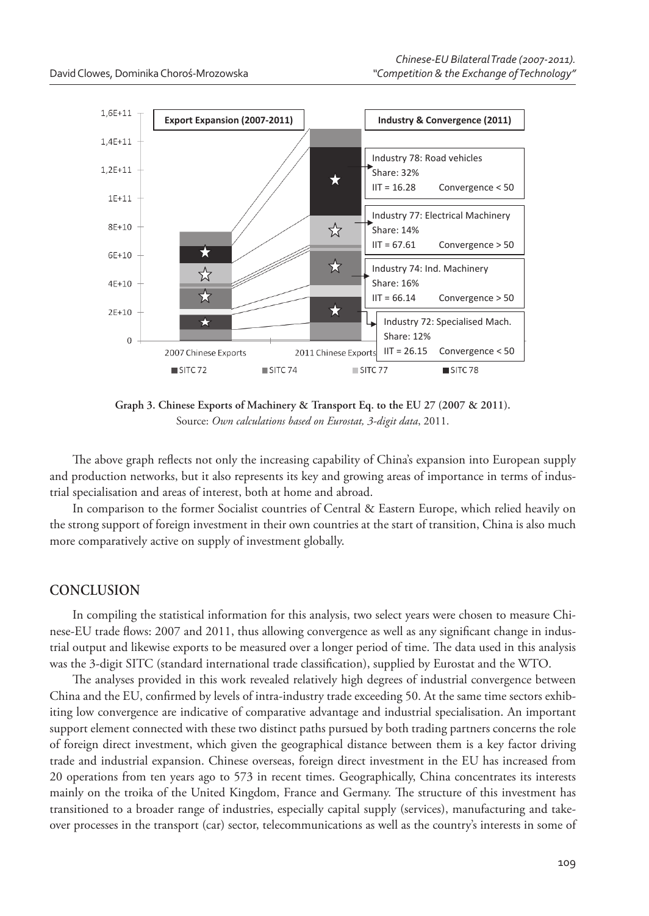**Graph 3. Chinese Exports of Machinery & Transport Eq. to the EU 27 (2007 & 2011).**
Source: *Own calculations based on Eurostat, 3-digit data*, 2011.

The above graph reflects not only the increasing capability of China's expansion into European supply and production networks, but it also represents its key and growing areas of importance in terms of industrial specialisation and areas of interest, both at home and abroad.

In comparison to the former Socialist countries of Central & Eastern Europe, which relied heavily on the strong support of foreign investment in their own countries at the start of transition, China is also much more comparatively active on supply of investment globally.

## CONCLUSION

In compiling the statistical information for this analysis, two select years were chosen to measure Chinese-EU trade flows: 2007 and 2011, thus allowing convergence as well as any significant change in industrial output and likewise exports to be measured over a longer period of time. The data used in this analysis was the 3-digit SITC (standard international trade classification), supplied by Eurostat and the WTO.

The analyses provided in this work revealed relatively high degrees of industrial convergence between China and the EU, confirmed by levels of intra-industry trade exceeding 50. At the same time sectors exhibiting low convergence are indicative of comparative advantage and industrial specialisation. An important support element connected with these two distinct paths pursued by both trading partners concerns the role of foreign direct investment, which given the geographical distance between them is a key factor driving trade and industrial expansion. Chinese overseas, foreign direct investment in the EU has increased from 20 operations from ten years ago to 573 in recent times. Geographically, China concentrates its interests mainly on the troika of the United Kingdom, France and Germany. The structure of this investment has transitioned to a broader range of industries, especially capital supply (services), manufacturing and takeover processes in the transport (car) sector, telecommunications as well as the country's interests in some of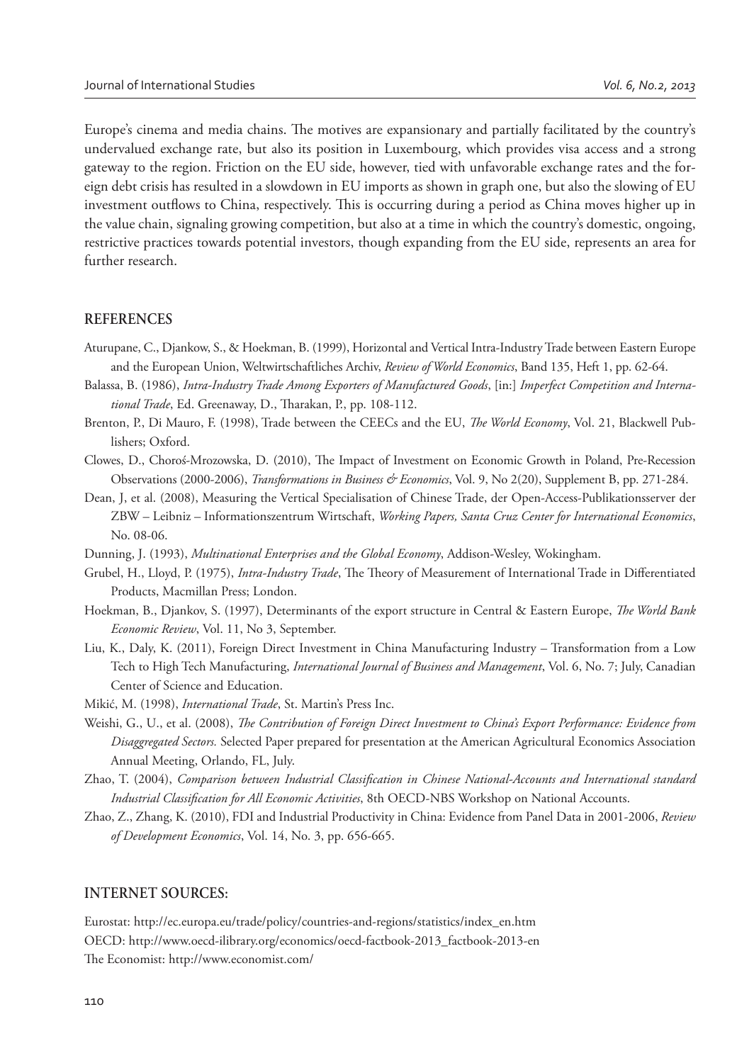Europe's cinema and media chains. The motives are expansionary and partially facilitated by the country's undervalued exchange rate, but also its position in Luxembourg, which provides visa access and a strong gateway to the region. Friction on the EU side, however, tied with unfavorable exchange rates and the foreign debt crisis has resulted in a slowdown in EU imports as shown in graph one, but also the slowing of EU investment outflows to China, respectively. This is occurring during a period as China moves higher up in the value chain, signaling growing competition, but also at a time in which the country's domestic, ongoing, restrictive practices towards potential investors, though expanding from the EU side, represents an area for further research.

## REFERENCES

Aturupane, C., Djankow, S., & Hoekman, B. (1999), Horizontal and Vertical Intra-Industry Trade between Eastern Europe and the European Union, Weltwirtschaftliches Archiv, *Review of World Economics*, Band 135, Heft 1, pp. 62-64.

Balassa, B. (1986), *Intra-Industry Trade Among Exporters of Manufactured Goods*, [in:] *Imperfect Competition and International Trade*, Ed. Greenaway, D., Tharakan, P., pp. 108-112.

Brenton, P., Di Mauro, F. (1998), Trade between the CEECs and the EU, *The World Economy*, Vol. 21, Blackwell Publishers; Oxford.

Clowes, D., Choroś-Mrozowska, D. (2010), The Impact of Investment on Economic Growth in Poland, Pre-Recession Observations (2000-2006), *Transformations in Business & Economics*, Vol. 9, No 2(20), Supplement B, pp. 271-284.

Dean, J, et al. (2008), Measuring the Vertical Specialisation of Chinese Trade, der Open-Access-Publikationsserver der ZBW – Leibniz – Informationszentrum Wirtschaft, *Working Papers, Santa Cruz Center for International Economics*, No. 08-06.

Dunning, J. (1993), *Multinational Enterprises and the Global Economy*, Addison-Wesley, Wokingham.

Grubel, H., Lloyd, P. (1975), *Intra-Industry Trade*, The Theory of Measurement of International Trade in Differentiated Products, Macmillan Press; London.

Hoekman, B., Djankov, S. (1997), Determinants of the export structure in Central & Eastern Europe, *The World Bank Economic Review*, Vol. 11, No 3, September.

Liu, K., Daly, K. (2011), Foreign Direct Investment in China Manufacturing Industry – Transformation from a Low Tech to High Tech Manufacturing, *International Journal of Business and Management*, Vol. 6, No. 7; July, Canadian Center of Science and Education.

Mikić, M. (1998), *International Trade*, St. Martin's Press Inc.

Weishi, G., U., et al. (2008), *The Contribution of Foreign Direct Investment to China's Export Performance: Evidence from Disaggregated Sectors.* Selected Paper prepared for presentation at the American Agricultural Economics Association Annual Meeting, Orlando, FL, July.

Zhao, T. (2004), *Comparison between Industrial Classification in Chinese National-Accounts and International standard Industrial Classification for All Economic Activities*, 8th OECD-NBS Workshop on National Accounts.

Zhao, Z., Zhang, K. (2010), FDI and Industrial Productivity in China: Evidence from Panel Data in 2001-2006, *Review of Development Economics*, Vol. 14, No. 3, pp. 656-665.

## INTERNET SOURCES:

Eurostat: http://ec.europa.eu/trade/policy/countries-and-regions/statistics/index_en.htm

OECD: http://www.oecd-ilibrary.org/economics/oecd-factbook-2013_factbook-2013-en

The Economist: http://www.economist.com/